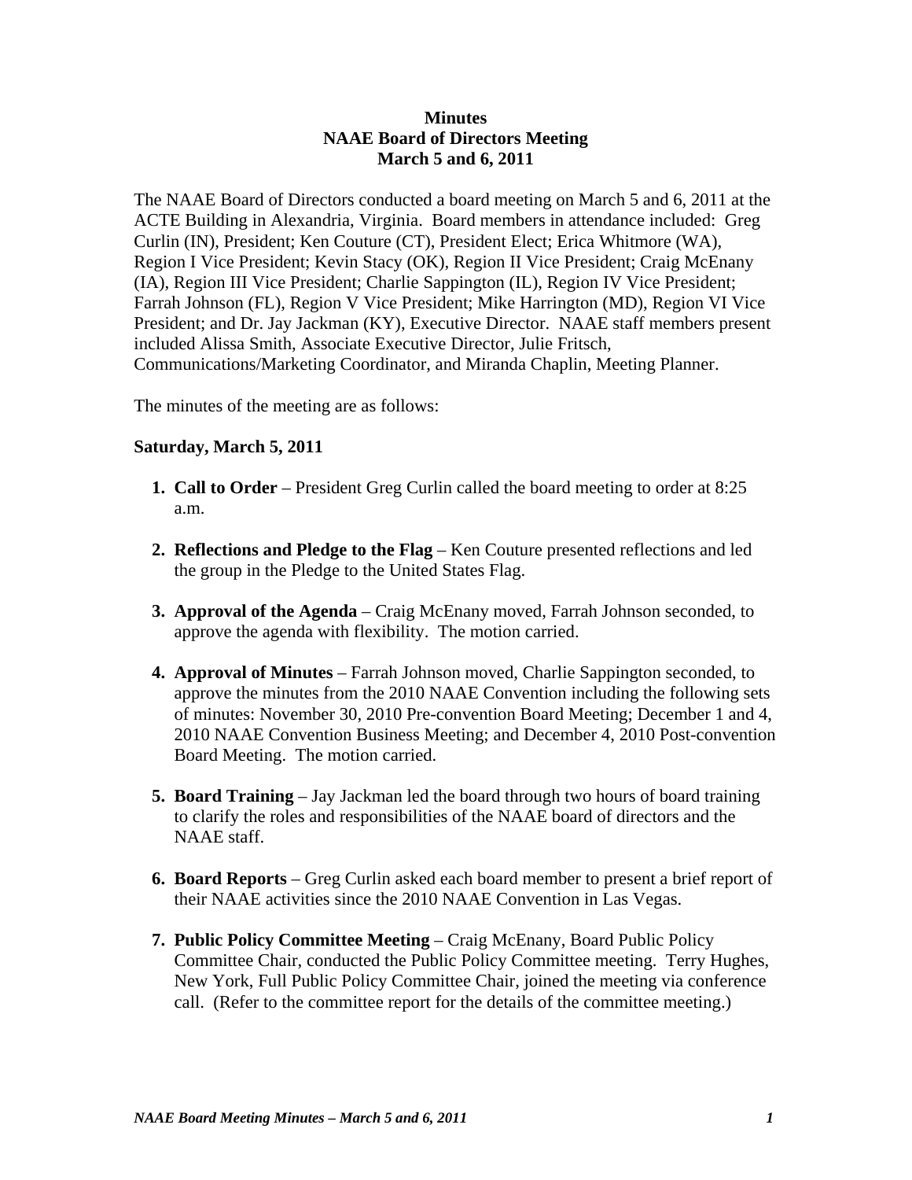**Minutes**
**NAAE Board of Directors Meeting**
**March 5 and 6, 2011**

The NAAE Board of Directors conducted a board meeting on March 5 and 6, 2011 at the ACTE Building in Alexandria, Virginia. Board members in attendance included: Greg Curlin (IN), President; Ken Couture (CT), President Elect; Erica Whitmore (WA), Region I Vice President; Kevin Stacy (OK), Region II Vice President; Craig McEnany (IA), Region III Vice President; Charlie Sappington (IL), Region IV Vice President; Farrah Johnson (FL), Region V Vice President; Mike Harrington (MD), Region VI Vice President; and Dr. Jay Jackman (KY), Executive Director. NAAE staff members present included Alissa Smith, Associate Executive Director, Julie Fritsch, Communications/Marketing Coordinator, and Miranda Chaplin, Meeting Planner.

The minutes of the meeting are as follows:

**Saturday, March 5, 2011**

1. **Call to Order** – President Greg Curlin called the board meeting to order at 8:25 a.m.

2. **Reflections and Pledge to the Flag** – Ken Couture presented reflections and led the group in the Pledge to the United States Flag.

3. **Approval of the Agenda** – Craig McEnany moved, Farrah Johnson seconded, to approve the agenda with flexibility. The motion carried.

4. **Approval of Minutes** – Farrah Johnson moved, Charlie Sappington seconded, to approve the minutes from the 2010 NAAE Convention including the following sets of minutes: November 30, 2010 Pre-convention Board Meeting; December 1 and 4, 2010 NAAE Convention Business Meeting; and December 4, 2010 Post-convention Board Meeting. The motion carried.

5. **Board Training** – Jay Jackman led the board through two hours of board training to clarify the roles and responsibilities of the NAAE board of directors and the NAAE staff.

6. **Board Reports** – Greg Curlin asked each board member to present a brief report of their NAAE activities since the 2010 NAAE Convention in Las Vegas.

7. **Public Policy Committee Meeting** – Craig McEnany, Board Public Policy Committee Chair, conducted the Public Policy Committee meeting. Terry Hughes, New York, Full Public Policy Committee Chair, joined the meeting via conference call. (Refer to the committee report for the details of the committee meeting.)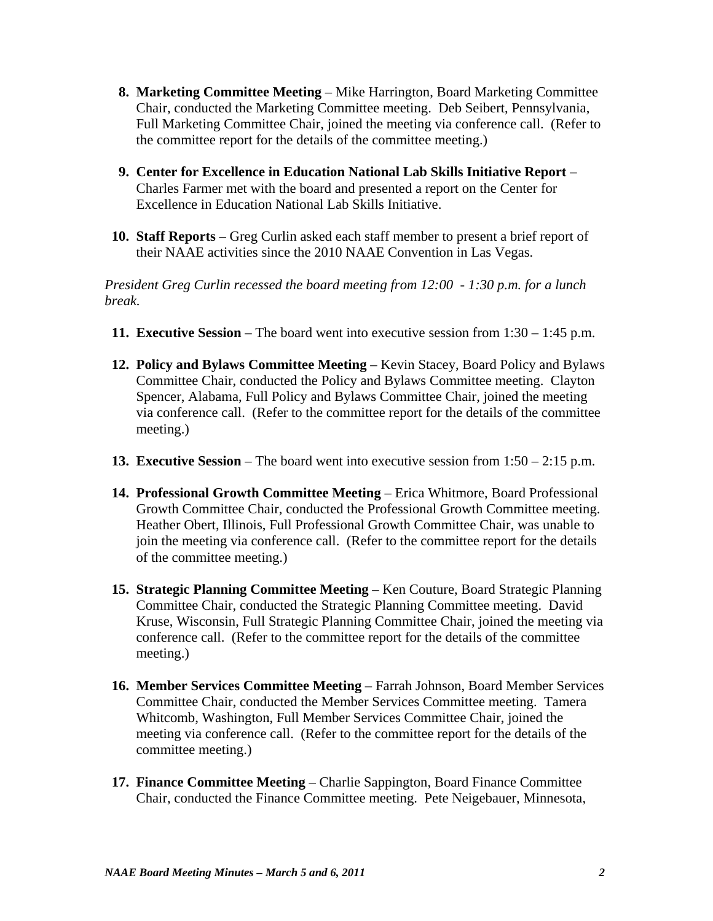8. **Marketing Committee Meeting** – Mike Harrington, Board Marketing Committee Chair, conducted the Marketing Committee meeting. Deb Seibert, Pennsylvania, Full Marketing Committee Chair, joined the meeting via conference call. (Refer to the committee report for the details of the committee meeting.)

9. **Center for Excellence in Education National Lab Skills Initiative Report** – Charles Farmer met with the board and presented a report on the Center for Excellence in Education National Lab Skills Initiative.

10. **Staff Reports** – Greg Curlin asked each staff member to present a brief report of their NAAE activities since the 2010 NAAE Convention in Las Vegas.

*President Greg Curlin recessed the board meeting from 12:00 - 1:30 p.m. for a lunch break.*

11. **Executive Session** – The board went into executive session from 1:30 – 1:45 p.m.

12. **Policy and Bylaws Committee Meeting** – Kevin Stacey, Board Policy and Bylaws Committee Chair, conducted the Policy and Bylaws Committee meeting. Clayton Spencer, Alabama, Full Policy and Bylaws Committee Chair, joined the meeting via conference call. (Refer to the committee report for the details of the committee meeting.)

13. **Executive Session** – The board went into executive session from 1:50 – 2:15 p.m.

14. **Professional Growth Committee Meeting** – Erica Whitmore, Board Professional Growth Committee Chair, conducted the Professional Growth Committee meeting. Heather Obert, Illinois, Full Professional Growth Committee Chair, was unable to join the meeting via conference call. (Refer to the committee report for the details of the committee meeting.)

15. **Strategic Planning Committee Meeting** – Ken Couture, Board Strategic Planning Committee Chair, conducted the Strategic Planning Committee meeting. David Kruse, Wisconsin, Full Strategic Planning Committee Chair, joined the meeting via conference call. (Refer to the committee report for the details of the committee meeting.)

16. **Member Services Committee Meeting** – Farrah Johnson, Board Member Services Committee Chair, conducted the Member Services Committee meeting. Tamera Whitcomb, Washington, Full Member Services Committee Chair, joined the meeting via conference call. (Refer to the committee report for the details of the committee meeting.)

17. **Finance Committee Meeting** – Charlie Sappington, Board Finance Committee Chair, conducted the Finance Committee meeting. Pete Neigebauer, Minnesota,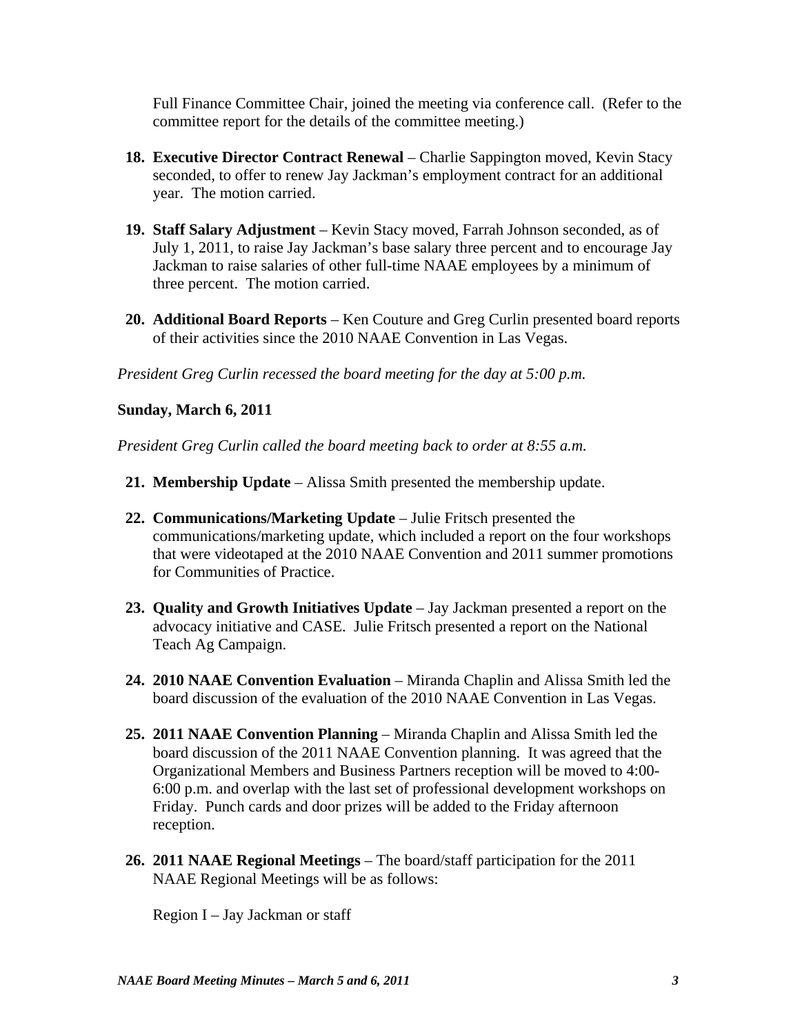Full Finance Committee Chair, joined the meeting via conference call. (Refer to the committee report for the details of the committee meeting.)

18. **Executive Director Contract Renewal** – Charlie Sappington moved, Kevin Stacy seconded, to offer to renew Jay Jackman's employment contract for an additional year. The motion carried.

19. **Staff Salary Adjustment** – Kevin Stacy moved, Farrah Johnson seconded, as of July 1, 2011, to raise Jay Jackman's base salary three percent and to encourage Jay Jackman to raise salaries of other full-time NAAE employees by a minimum of three percent. The motion carried.

20. **Additional Board Reports** – Ken Couture and Greg Curlin presented board reports of their activities since the 2010 NAAE Convention in Las Vegas.

*President Greg Curlin recessed the board meeting for the day at 5:00 p.m.*

**Sunday, March 6, 2011**

*President Greg Curlin called the board meeting back to order at 8:55 a.m.*

21. **Membership Update** – Alissa Smith presented the membership update.

22. **Communications/Marketing Update** – Julie Fritsch presented the communications/marketing update, which included a report on the four workshops that were videotaped at the 2010 NAAE Convention and 2011 summer promotions for Communities of Practice.

23. **Quality and Growth Initiatives Update** – Jay Jackman presented a report on the advocacy initiative and CASE. Julie Fritsch presented a report on the National Teach Ag Campaign.

24. **2010 NAAE Convention Evaluation** – Miranda Chaplin and Alissa Smith led the board discussion of the evaluation of the 2010 NAAE Convention in Las Vegas.

25. **2011 NAAE Convention Planning** – Miranda Chaplin and Alissa Smith led the board discussion of the 2011 NAAE Convention planning. It was agreed that the Organizational Members and Business Partners reception will be moved to 4:00-6:00 p.m. and overlap with the last set of professional development workshops on Friday. Punch cards and door prizes will be added to the Friday afternoon reception.

26. **2011 NAAE Regional Meetings** – The board/staff participation for the 2011 NAAE Regional Meetings will be as follows:

    Region I – Jay Jackman or staff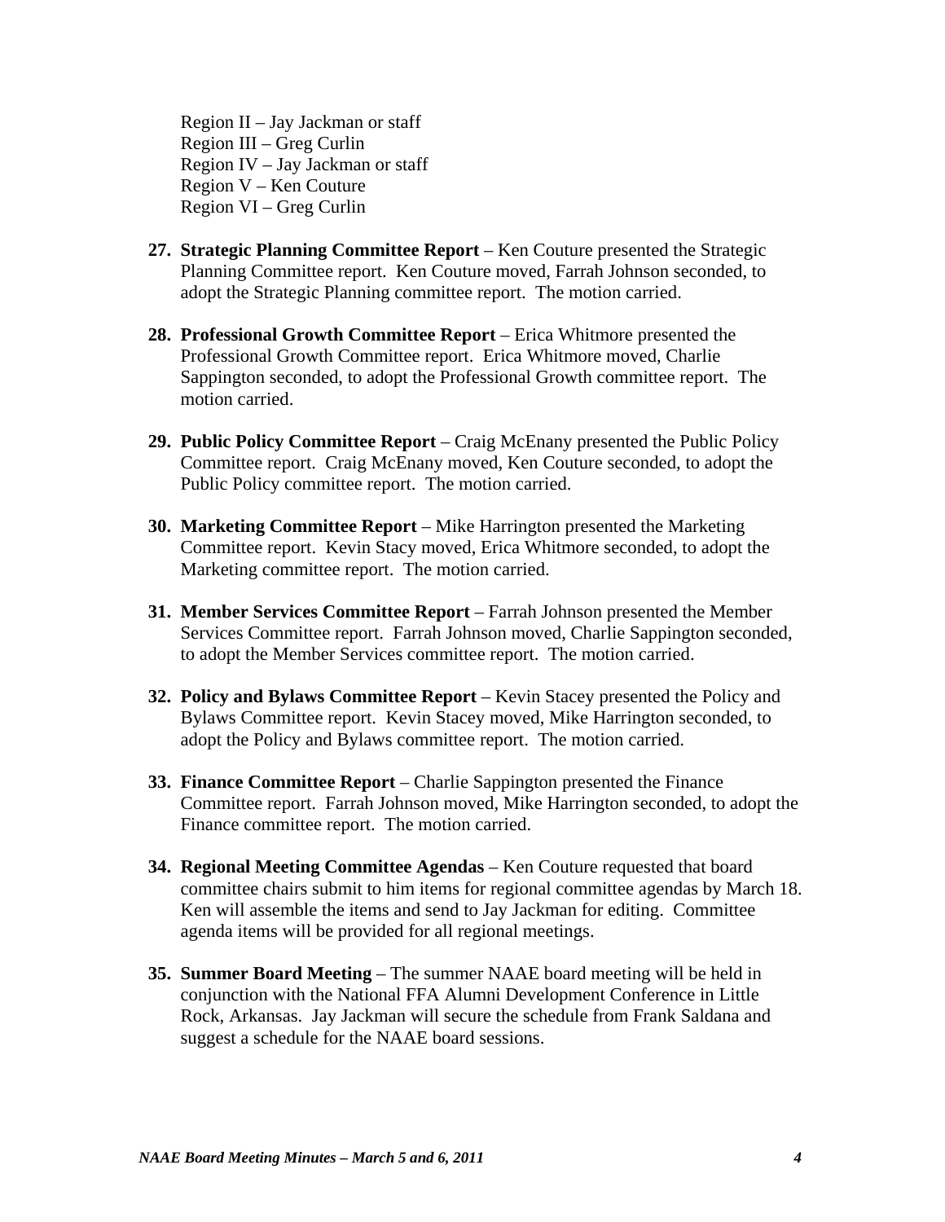Region II – Jay Jackman or staff
Region III – Greg Curlin
Region IV – Jay Jackman or staff
Region V – Ken Couture
Region VI – Greg Curlin

27. **Strategic Planning Committee Report** – Ken Couture presented the Strategic Planning Committee report. Ken Couture moved, Farrah Johnson seconded, to adopt the Strategic Planning committee report. The motion carried.

28. **Professional Growth Committee Report** – Erica Whitmore presented the Professional Growth Committee report. Erica Whitmore moved, Charlie Sappington seconded, to adopt the Professional Growth committee report. The motion carried.

29. **Public Policy Committee Report** – Craig McEnany presented the Public Policy Committee report. Craig McEnany moved, Ken Couture seconded, to adopt the Public Policy committee report. The motion carried.

30. **Marketing Committee Report** – Mike Harrington presented the Marketing Committee report. Kevin Stacy moved, Erica Whitmore seconded, to adopt the Marketing committee report. The motion carried.

31. **Member Services Committee Report** – Farrah Johnson presented the Member Services Committee report. Farrah Johnson moved, Charlie Sappington seconded, to adopt the Member Services committee report. The motion carried.

32. **Policy and Bylaws Committee Report** – Kevin Stacey presented the Policy and Bylaws Committee report. Kevin Stacey moved, Mike Harrington seconded, to adopt the Policy and Bylaws committee report. The motion carried.

33. **Finance Committee Report** – Charlie Sappington presented the Finance Committee report. Farrah Johnson moved, Mike Harrington seconded, to adopt the Finance committee report. The motion carried.

34. **Regional Meeting Committee Agendas** – Ken Couture requested that board committee chairs submit to him items for regional committee agendas by March 18. Ken will assemble the items and send to Jay Jackman for editing. Committee agenda items will be provided for all regional meetings.

35. **Summer Board Meeting** – The summer NAAE board meeting will be held in conjunction with the National FFA Alumni Development Conference in Little Rock, Arkansas. Jay Jackman will secure the schedule from Frank Saldana and suggest a schedule for the NAAE board sessions.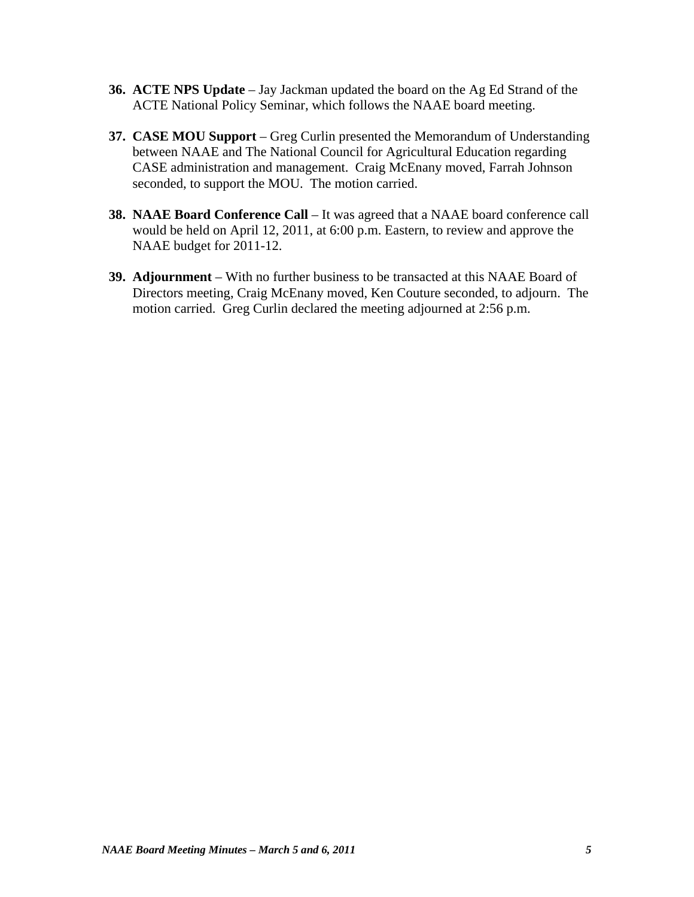36. **ACTE NPS Update** – Jay Jackman updated the board on the Ag Ed Strand of the ACTE National Policy Seminar, which follows the NAAE board meeting.

37. **CASE MOU Support** – Greg Curlin presented the Memorandum of Understanding between NAAE and The National Council for Agricultural Education regarding CASE administration and management. Craig McEnany moved, Farrah Johnson seconded, to support the MOU. The motion carried.

38. **NAAE Board Conference Call** – It was agreed that a NAAE board conference call would be held on April 12, 2011, at 6:00 p.m. Eastern, to review and approve the NAAE budget for 2011-12.

39. **Adjournment** – With no further business to be transacted at this NAAE Board of Directors meeting, Craig McEnany moved, Ken Couture seconded, to adjourn. The motion carried. Greg Curlin declared the meeting adjourned at 2:56 p.m.